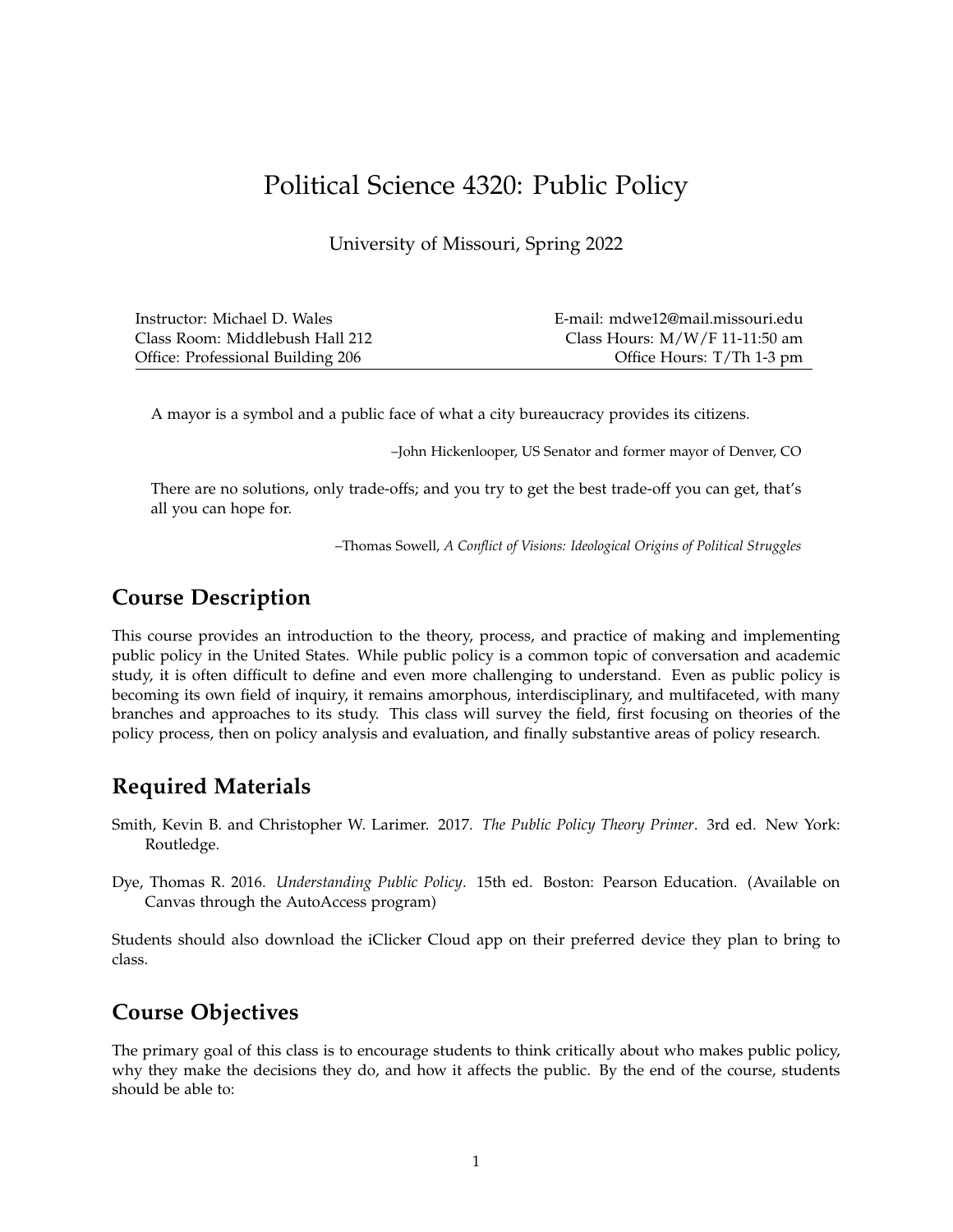# Political Science 4320: Public Policy

University of Missouri, Spring 2022

| | |
|---|---|
| Instructor: Michael D. Wales | E-mail: mdwe12@mail.missouri.edu |
| Class Room: Middlebush Hall 212 | Class Hours: M/W/F 11-11:50 am |
| Office: Professional Building 206 | Office Hours: T/Th 1-3 pm |

> A mayor is a symbol and a public face of what a city bureaucracy provides its citizens.
>
> –John Hickenlooper, US Senator and former mayor of Denver, CO

> There are no solutions, only trade-offs; and you try to get the best trade-off you can get, that's all you can hope for.
>
> –Thomas Sowell, *A Conflict of Visions: Ideological Origins of Political Struggles*

## Course Description

This course provides an introduction to the theory, process, and practice of making and implementing public policy in the United States. While public policy is a common topic of conversation and academic study, it is often difficult to define and even more challenging to understand. Even as public policy is becoming its own field of inquiry, it remains amorphous, interdisciplinary, and multifaceted, with many branches and approaches to its study. This class will survey the field, first focusing on theories of the policy process, then on policy analysis and evaluation, and finally substantive areas of policy research.

## Required Materials

Smith, Kevin B. and Christopher W. Larimer. 2017. *The Public Policy Theory Primer*. 3rd ed. New York: Routledge.

Dye, Thomas R. 2016. *Understanding Public Policy*. 15th ed. Boston: Pearson Education. (Available on Canvas through the AutoAccess program)

Students should also download the iClicker Cloud app on their preferred device they plan to bring to class.

## Course Objectives

The primary goal of this class is to encourage students to think critically about who makes public policy, why they make the decisions they do, and how it affects the public. By the end of the course, students should be able to: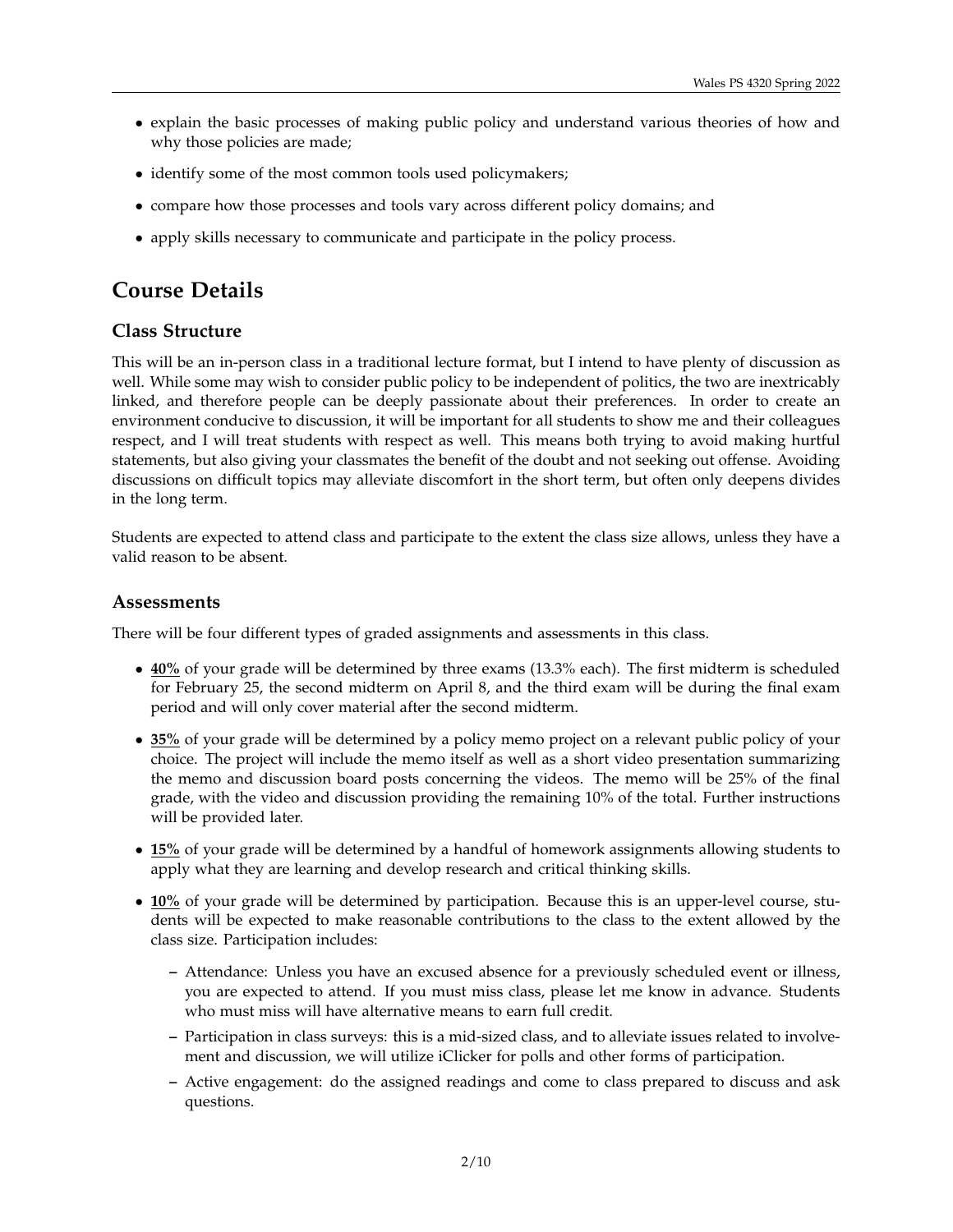- explain the basic processes of making public policy and understand various theories of how and why those policies are made;
- identify some of the most common tools used policymakers;
- compare how those processes and tools vary across different policy domains; and
- apply skills necessary to communicate and participate in the policy process.

# Course Details

## Class Structure

This will be an in-person class in a traditional lecture format, but I intend to have plenty of discussion as well. While some may wish to consider public policy to be independent of politics, the two are inextricably linked, and therefore people can be deeply passionate about their preferences. In order to create an environment conducive to discussion, it will be important for all students to show me and their colleagues respect, and I will treat students with respect as well. This means both trying to avoid making hurtful statements, but also giving your classmates the benefit of the doubt and not seeking out offense. Avoiding discussions on difficult topics may alleviate discomfort in the short term, but often only deepens divides in the long term.

Students are expected to attend class and participate to the extent the class size allows, unless they have a valid reason to be absent.

## Assessments

There will be four different types of graded assignments and assessments in this class.

- **40%** of your grade will be determined by three exams (13.3% each). The first midterm is scheduled for February 25, the second midterm on April 8, and the third exam will be during the final exam period and will only cover material after the second midterm.
- **35%** of your grade will be determined by a policy memo project on a relevant public policy of your choice. The project will include the memo itself as well as a short video presentation summarizing the memo and discussion board posts concerning the videos. The memo will be 25% of the final grade, with the video and discussion providing the remaining 10% of the total. Further instructions will be provided later.
- **15%** of your grade will be determined by a handful of homework assignments allowing students to apply what they are learning and develop research and critical thinking skills.
- **10%** of your grade will be determined by participation. Because this is an upper-level course, students will be expected to make reasonable contributions to the class to the extent allowed by the class size. Participation includes:
  - Attendance: Unless you have an excused absence for a previously scheduled event or illness, you are expected to attend. If you must miss class, please let me know in advance. Students who must miss will have alternative means to earn full credit.
  - Participation in class surveys: this is a mid-sized class, and to alleviate issues related to involvement and discussion, we will utilize iClicker for polls and other forms of participation.
  - Active engagement: do the assigned readings and come to class prepared to discuss and ask questions.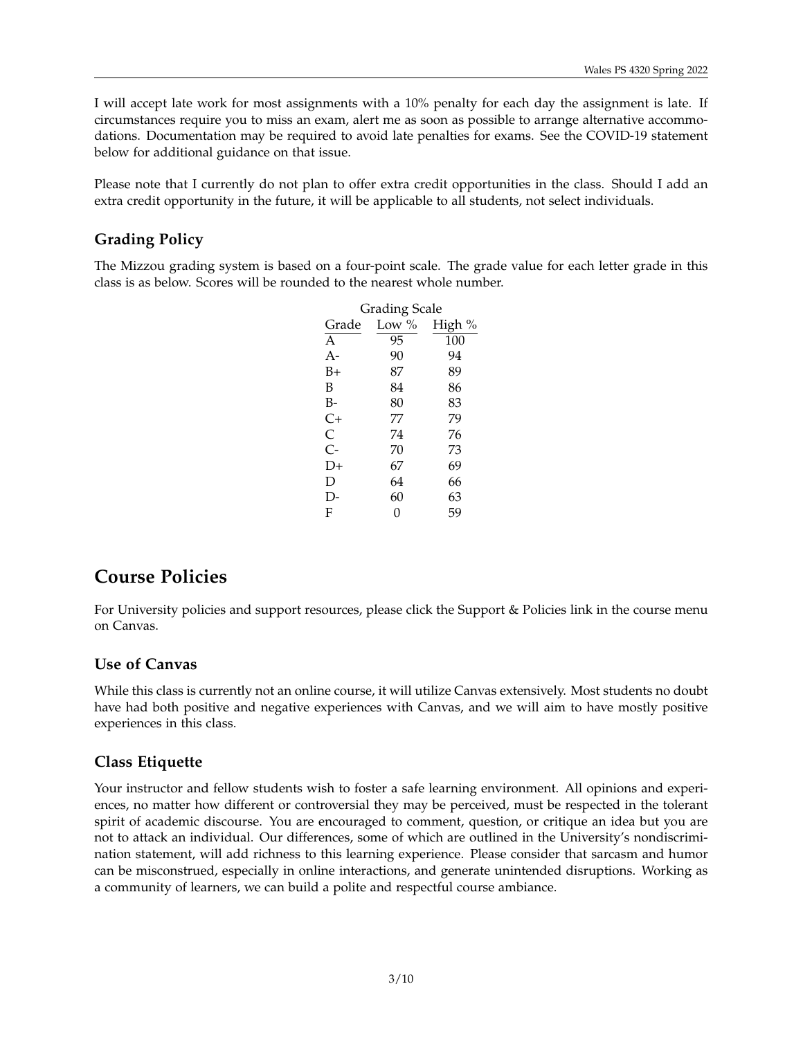I will accept late work for most assignments with a 10% penalty for each day the assignment is late. If circumstances require you to miss an exam, alert me as soon as possible to arrange alternative accommodations. Documentation may be required to avoid late penalties for exams. See the COVID-19 statement below for additional guidance on that issue.

Please note that I currently do not plan to offer extra credit opportunities in the class. Should I add an extra credit opportunity in the future, it will be applicable to all students, not select individuals.

### Grading Policy

The Mizzou grading system is based on a four-point scale. The grade value for each letter grade in this class is as below. Scores will be rounded to the nearest whole number.

Grading Scale

| Grade | Low % | High % |
|---|---|---|
| A | 95 | 100 |
| A- | 90 | 94 |
| B+ | 87 | 89 |
| B | 84 | 86 |
| B- | 80 | 83 |
| C+ | 77 | 79 |
| C | 74 | 76 |
| C- | 70 | 73 |
| D+ | 67 | 69 |
| D | 64 | 66 |
| D- | 60 | 63 |
| F | 0 | 59 |

## Course Policies

For University policies and support resources, please click the Support & Policies link in the course menu on Canvas.

### Use of Canvas

While this class is currently not an online course, it will utilize Canvas extensively. Most students no doubt have had both positive and negative experiences with Canvas, and we will aim to have mostly positive experiences in this class.

### Class Etiquette

Your instructor and fellow students wish to foster a safe learning environment. All opinions and experiences, no matter how different or controversial they may be perceived, must be respected in the tolerant spirit of academic discourse. You are encouraged to comment, question, or critique an idea but you are not to attack an individual. Our differences, some of which are outlined in the University's nondiscrimination statement, will add richness to this learning experience. Please consider that sarcasm and humor can be misconstrued, especially in online interactions, and generate unintended disruptions. Working as a community of learners, we can build a polite and respectful course ambiance.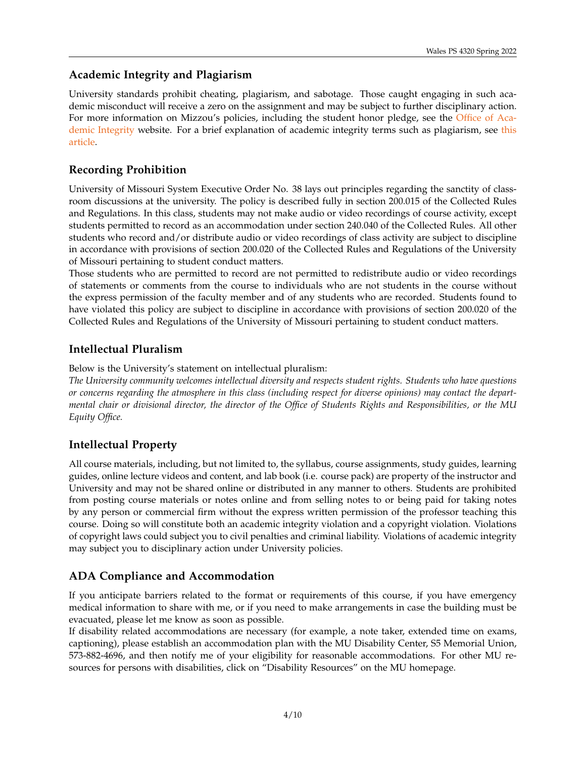## Academic Integrity and Plagiarism

University standards prohibit cheating, plagiarism, and sabotage. Those caught engaging in such academic misconduct will receive a zero on the assignment and may be subject to further disciplinary action. For more information on Mizzou's policies, including the student honor pledge, see the Office of Academic Integrity website. For a brief explanation of academic integrity terms such as plagiarism, see this article.

## Recording Prohibition

University of Missouri System Executive Order No. 38 lays out principles regarding the sanctity of classroom discussions at the university. The policy is described fully in section 200.015 of the Collected Rules and Regulations. In this class, students may not make audio or video recordings of course activity, except students permitted to record as an accommodation under section 240.040 of the Collected Rules. All other students who record and/or distribute audio or video recordings of class activity are subject to discipline in accordance with provisions of section 200.020 of the Collected Rules and Regulations of the University of Missouri pertaining to student conduct matters.

Those students who are permitted to record are not permitted to redistribute audio or video recordings of statements or comments from the course to individuals who are not students in the course without the express permission of the faculty member and of any students who are recorded. Students found to have violated this policy are subject to discipline in accordance with provisions of section 200.020 of the Collected Rules and Regulations of the University of Missouri pertaining to student conduct matters.

## Intellectual Pluralism

Below is the University's statement on intellectual pluralism:

*The University community welcomes intellectual diversity and respects student rights. Students who have questions or concerns regarding the atmosphere in this class (including respect for diverse opinions) may contact the departmental chair or divisional director, the director of the Office of Students Rights and Responsibilities, or the MU Equity Office.*

## Intellectual Property

All course materials, including, but not limited to, the syllabus, course assignments, study guides, learning guides, online lecture videos and content, and lab book (i.e. course pack) are property of the instructor and University and may not be shared online or distributed in any manner to others. Students are prohibited from posting course materials or notes online and from selling notes to or being paid for taking notes by any person or commercial firm without the express written permission of the professor teaching this course. Doing so will constitute both an academic integrity violation and a copyright violation. Violations of copyright laws could subject you to civil penalties and criminal liability. Violations of academic integrity may subject you to disciplinary action under University policies.

## ADA Compliance and Accommodation

If you anticipate barriers related to the format or requirements of this course, if you have emergency medical information to share with me, or if you need to make arrangements in case the building must be evacuated, please let me know as soon as possible.

If disability related accommodations are necessary (for example, a note taker, extended time on exams, captioning), please establish an accommodation plan with the MU Disability Center, S5 Memorial Union, 573-882-4696, and then notify me of your eligibility for reasonable accommodations. For other MU resources for persons with disabilities, click on "Disability Resources" on the MU homepage.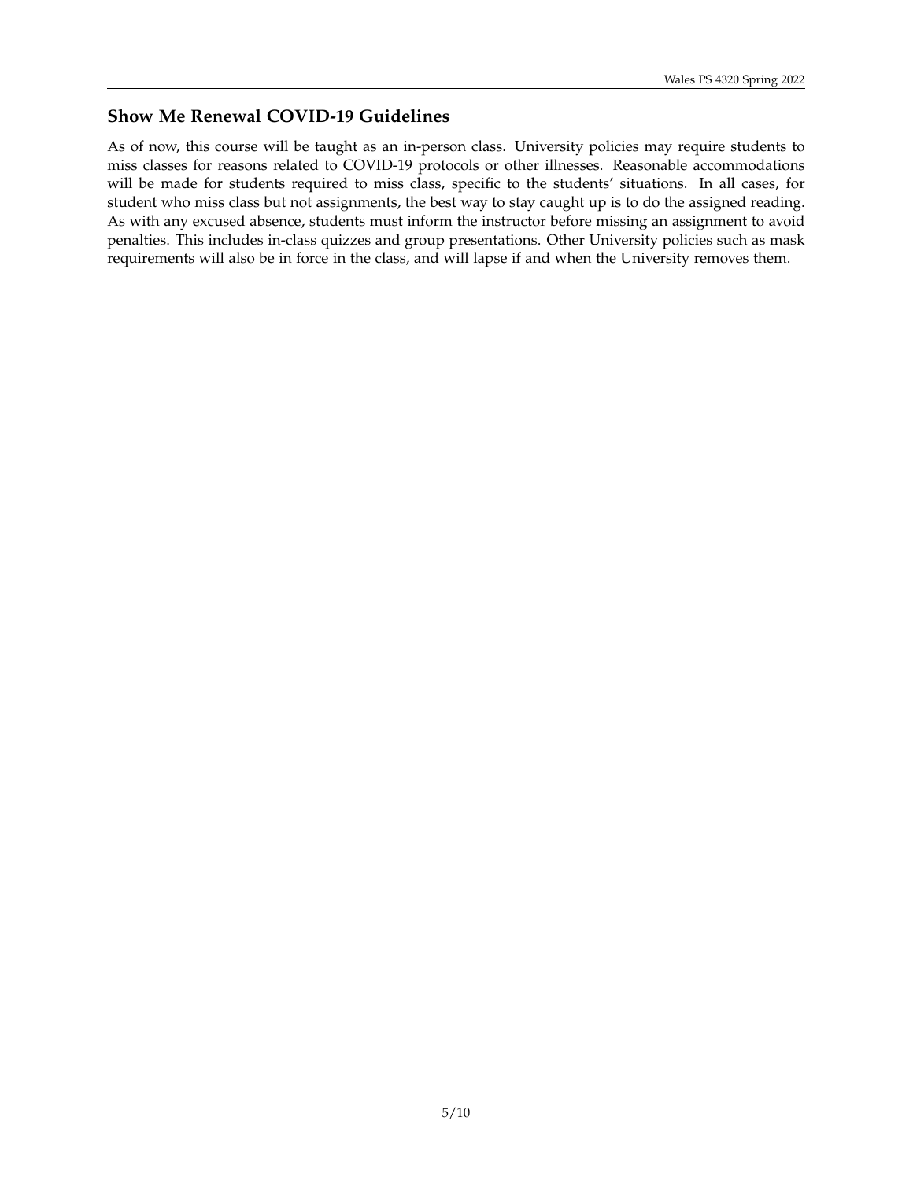## Show Me Renewal COVID-19 Guidelines

As of now, this course will be taught as an in-person class. University policies may require students to miss classes for reasons related to COVID-19 protocols or other illnesses. Reasonable accommodations will be made for students required to miss class, specific to the students' situations. In all cases, for student who miss class but not assignments, the best way to stay caught up is to do the assigned reading. As with any excused absence, students must inform the instructor before missing an assignment to avoid penalties. This includes in-class quizzes and group presentations. Other University policies such as mask requirements will also be in force in the class, and will lapse if and when the University removes them.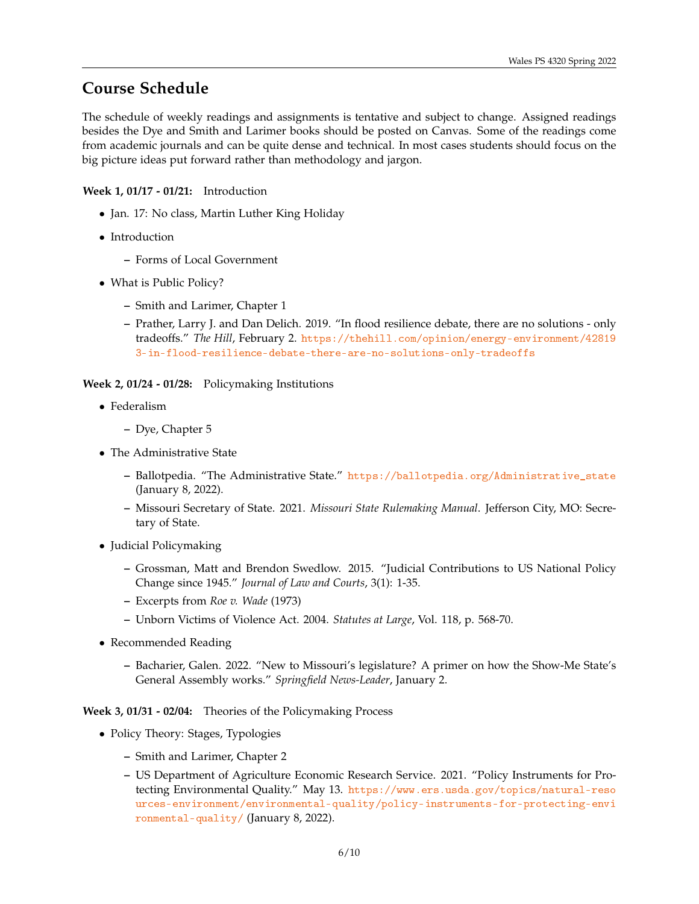## Course Schedule

The schedule of weekly readings and assignments is tentative and subject to change. Assigned readings besides the Dye and Smith and Larimer books should be posted on Canvas. Some of the readings come from academic journals and can be quite dense and technical. In most cases students should focus on the big picture ideas put forward rather than methodology and jargon.

**Week 1, 01/17 - 01/21:** Introduction

- Jan. 17: No class, Martin Luther King Holiday
- Introduction
  - Forms of Local Government
- What is Public Policy?
  - Smith and Larimer, Chapter 1
  - Prather, Larry J. and Dan Delich. 2019. "In flood resilience debate, there are no solutions - only tradeoffs." *The Hill*, February 2. https://thehill.com/opinion/energy-environment/428193-in-flood-resilience-debate-there-are-no-solutions-only-tradeoffs

**Week 2, 01/24 - 01/28:** Policymaking Institutions

- Federalism
  - Dye, Chapter 5
- The Administrative State
  - Ballotpedia. "The Administrative State." https://ballotpedia.org/Administrative_state (January 8, 2022).
  - Missouri Secretary of State. 2021. *Missouri State Rulemaking Manual*. Jefferson City, MO: Secretary of State.
- Judicial Policymaking
  - Grossman, Matt and Brendon Swedlow. 2015. "Judicial Contributions to US National Policy Change since 1945." *Journal of Law and Courts*, 3(1): 1-35.
  - Excerpts from *Roe v. Wade* (1973)
  - Unborn Victims of Violence Act. 2004. *Statutes at Large*, Vol. 118, p. 568-70.
- Recommended Reading
  - Bacharier, Galen. 2022. "New to Missouri's legislature? A primer on how the Show-Me State's General Assembly works." *Springfield News-Leader*, January 2.

**Week 3, 01/31 - 02/04:** Theories of the Policymaking Process

- Policy Theory: Stages, Typologies
  - Smith and Larimer, Chapter 2
  - US Department of Agriculture Economic Research Service. 2021. "Policy Instruments for Protecting Environmental Quality." May 13. https://www.ers.usda.gov/topics/natural-resources-environment/environmental-quality/policy-instruments-for-protecting-environmental-quality/ (January 8, 2022).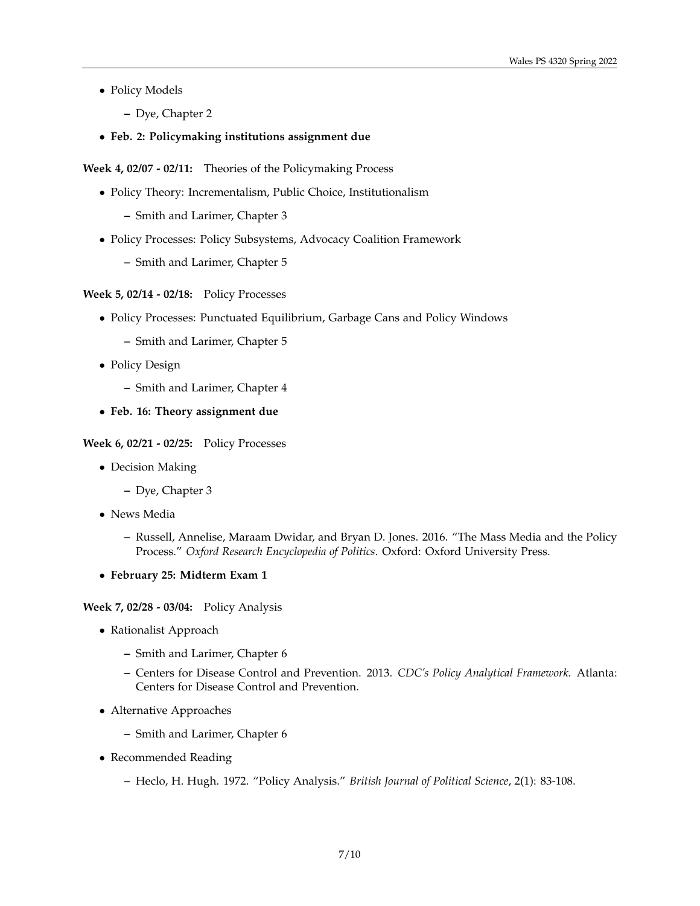- Policy Models
  - Dye, Chapter 2
- **Feb. 2: Policymaking institutions assignment due**

**Week 4, 02/07 - 02/11:** Theories of the Policymaking Process

- Policy Theory: Incrementalism, Public Choice, Institutionalism
  - Smith and Larimer, Chapter 3
- Policy Processes: Policy Subsystems, Advocacy Coalition Framework
  - Smith and Larimer, Chapter 5

**Week 5, 02/14 - 02/18:** Policy Processes

- Policy Processes: Punctuated Equilibrium, Garbage Cans and Policy Windows
  - Smith and Larimer, Chapter 5
- Policy Design
  - Smith and Larimer, Chapter 4
- **Feb. 16: Theory assignment due**

**Week 6, 02/21 - 02/25:** Policy Processes

- Decision Making
  - Dye, Chapter 3
- News Media
  - Russell, Annelise, Maraam Dwidar, and Bryan D. Jones. 2016. "The Mass Media and the Policy Process." *Oxford Research Encyclopedia of Politics*. Oxford: Oxford University Press.
- **February 25: Midterm Exam 1**

**Week 7, 02/28 - 03/04:** Policy Analysis

- Rationalist Approach
  - Smith and Larimer, Chapter 6
  - Centers for Disease Control and Prevention. 2013. *CDC's Policy Analytical Framework*. Atlanta: Centers for Disease Control and Prevention.
- Alternative Approaches
  - Smith and Larimer, Chapter 6
- Recommended Reading
  - Heclo, H. Hugh. 1972. "Policy Analysis." *British Journal of Political Science*, 2(1): 83-108.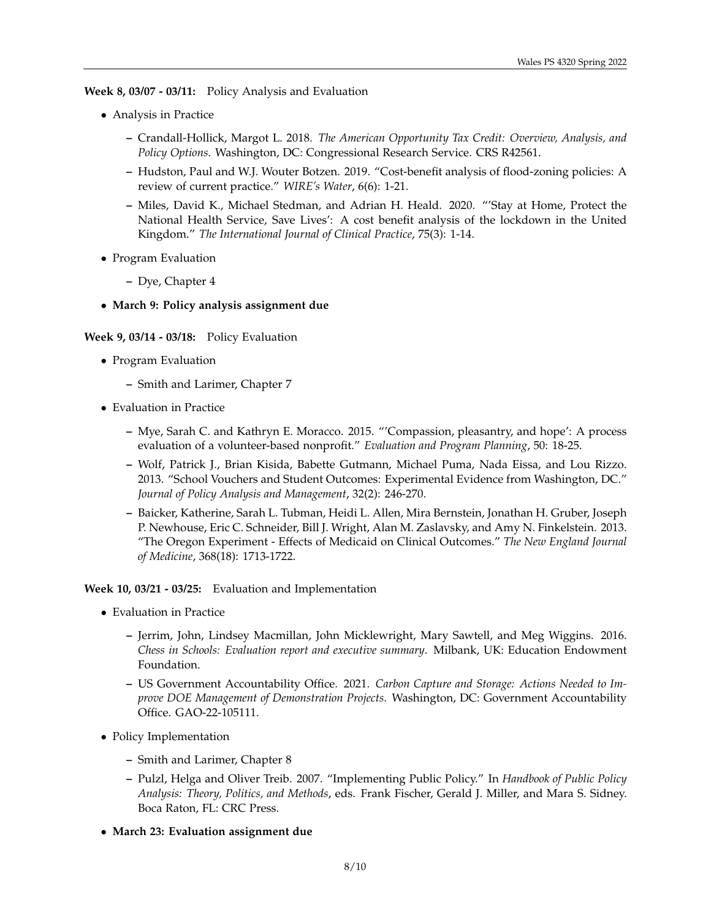**Week 8, 03/07 - 03/11:** Policy Analysis and Evaluation

- Analysis in Practice
  - Crandall-Hollick, Margot L. 2018. *The American Opportunity Tax Credit: Overview, Analysis, and Policy Options*. Washington, DC: Congressional Research Service. CRS R42561.
  - Hudston, Paul and W.J. Wouter Botzen. 2019. "Cost-benefit analysis of flood-zoning policies: A review of current practice." *WIRE's Water*, 6(6): 1-21.
  - Miles, David K., Michael Stedman, and Adrian H. Heald. 2020. "'Stay at Home, Protect the National Health Service, Save Lives': A cost benefit analysis of the lockdown in the United Kingdom." *The International Journal of Clinical Practice*, 75(3): 1-14.
- Program Evaluation
  - Dye, Chapter 4
- **March 9: Policy analysis assignment due**

**Week 9, 03/14 - 03/18:** Policy Evaluation

- Program Evaluation
  - Smith and Larimer, Chapter 7
- Evaluation in Practice
  - Mye, Sarah C. and Kathryn E. Moracco. 2015. "'Compassion, pleasantry, and hope': A process evaluation of a volunteer-based nonprofit." *Evaluation and Program Planning*, 50: 18-25.
  - Wolf, Patrick J., Brian Kisida, Babette Gutmann, Michael Puma, Nada Eissa, and Lou Rizzo. 2013. "School Vouchers and Student Outcomes: Experimental Evidence from Washington, DC." *Journal of Policy Analysis and Management*, 32(2): 246-270.
  - Baicker, Katherine, Sarah L. Tubman, Heidi L. Allen, Mira Bernstein, Jonathan H. Gruber, Joseph P. Newhouse, Eric C. Schneider, Bill J. Wright, Alan M. Zaslavsky, and Amy N. Finkelstein. 2013. "The Oregon Experiment - Effects of Medicaid on Clinical Outcomes." *The New England Journal of Medicine*, 368(18): 1713-1722.

**Week 10, 03/21 - 03/25:** Evaluation and Implementation

- Evaluation in Practice
  - Jerrim, John, Lindsey Macmillan, John Micklewright, Mary Sawtell, and Meg Wiggins. 2016. *Chess in Schools: Evaluation report and executive summary*. Milbank, UK: Education Endowment Foundation.
  - US Government Accountability Office. 2021. *Carbon Capture and Storage: Actions Needed to Improve DOE Management of Demonstration Projects*. Washington, DC: Government Accountability Office. GAO-22-105111.
- Policy Implementation
  - Smith and Larimer, Chapter 8
  - Pulzl, Helga and Oliver Treib. 2007. "Implementing Public Policy." In *Handbook of Public Policy Analysis: Theory, Politics, and Methods*, eds. Frank Fischer, Gerald J. Miller, and Mara S. Sidney. Boca Raton, FL: CRC Press.
- **March 23: Evaluation assignment due**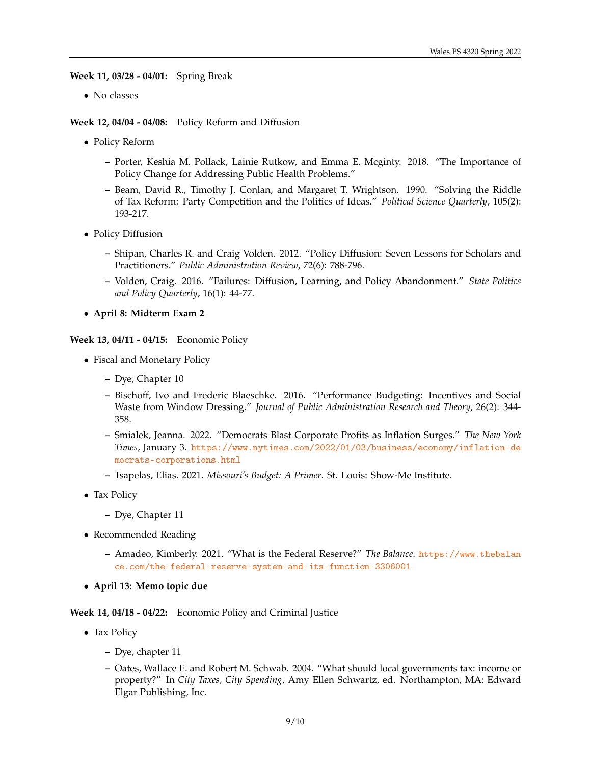**Week 11, 03/28 - 04/01:** Spring Break

- No classes

**Week 12, 04/04 - 04/08:** Policy Reform and Diffusion

- Policy Reform
  - Porter, Keshia M. Pollack, Lainie Rutkow, and Emma E. Mcginty. 2018. "The Importance of Policy Change for Addressing Public Health Problems."
  - Beam, David R., Timothy J. Conlan, and Margaret T. Wrightson. 1990. "Solving the Riddle of Tax Reform: Party Competition and the Politics of Ideas." *Political Science Quarterly*, 105(2): 193-217.
- Policy Diffusion
  - Shipan, Charles R. and Craig Volden. 2012. "Policy Diffusion: Seven Lessons for Scholars and Practitioners." *Public Administration Review*, 72(6): 788-796.
  - Volden, Craig. 2016. "Failures: Diffusion, Learning, and Policy Abandonment." *State Politics and Policy Quarterly*, 16(1): 44-77.
- **April 8: Midterm Exam 2**

**Week 13, 04/11 - 04/15:** Economic Policy

- Fiscal and Monetary Policy
  - Dye, Chapter 10
  - Bischoff, Ivo and Frederic Blaeschke. 2016. "Performance Budgeting: Incentives and Social Waste from Window Dressing." *Journal of Public Administration Research and Theory*, 26(2): 344-358.
  - Smialek, Jeanna. 2022. "Democrats Blast Corporate Profits as Inflation Surges." *The New York Times*, January 3. https://www.nytimes.com/2022/01/03/business/economy/inflation-democrats-corporations.html
  - Tsapelas, Elias. 2021. *Missouri's Budget: A Primer*. St. Louis: Show-Me Institute.
- Tax Policy
  - Dye, Chapter 11
- Recommended Reading
  - Amadeo, Kimberly. 2021. "What is the Federal Reserve?" *The Balance*. https://www.thebalance.com/the-federal-reserve-system-and-its-function-3306001
- **April 13: Memo topic due**

**Week 14, 04/18 - 04/22:** Economic Policy and Criminal Justice

- Tax Policy
  - Dye, chapter 11
  - Oates, Wallace E. and Robert M. Schwab. 2004. "What should local governments tax: income or property?" In *City Taxes, City Spending*, Amy Ellen Schwartz, ed. Northampton, MA: Edward Elgar Publishing, Inc.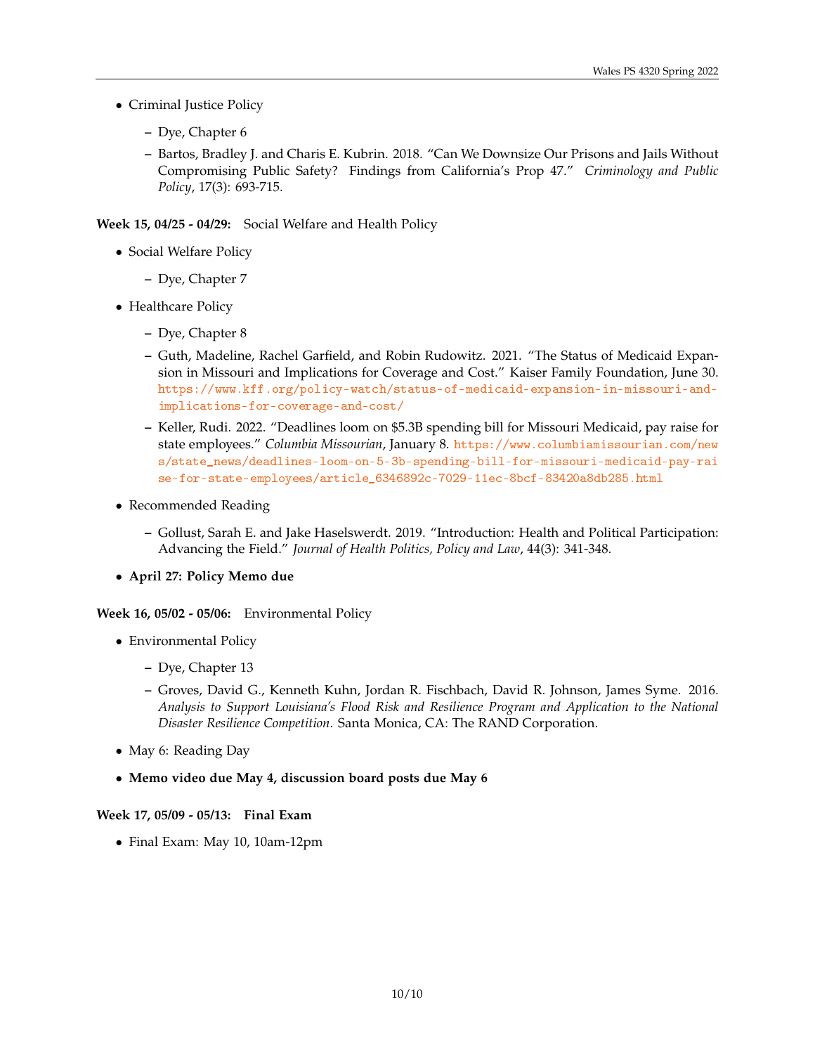- Criminal Justice Policy
  - Dye, Chapter 6
  - Bartos, Bradley J. and Charis E. Kubrin. 2018. "Can We Downsize Our Prisons and Jails Without Compromising Public Safety? Findings from California's Prop 47." *Criminology and Public Policy*, 17(3): 693-715.

**Week 15, 04/25 - 04/29:** Social Welfare and Health Policy

- Social Welfare Policy
  - Dye, Chapter 7
- Healthcare Policy
  - Dye, Chapter 8
  - Guth, Madeline, Rachel Garfield, and Robin Rudowitz. 2021. "The Status of Medicaid Expansion in Missouri and Implications for Coverage and Cost." Kaiser Family Foundation, June 30. https://www.kff.org/policy-watch/status-of-medicaid-expansion-in-missouri-and-implications-for-coverage-and-cost/
  - Keller, Rudi. 2022. "Deadlines loom on $5.3B spending bill for Missouri Medicaid, pay raise for state employees." *Columbia Missourian*, January 8. https://www.columbiamissourian.com/news/state_news/deadlines-loom-on-5-3b-spending-bill-for-missouri-medicaid-pay-raise-for-state-employees/article_6346892c-7029-11ec-8bcf-83420a8db285.html
- Recommended Reading
  - Gollust, Sarah E. and Jake Haselswerdt. 2019. "Introduction: Health and Political Participation: Advancing the Field." *Journal of Health Politics, Policy and Law*, 44(3): 341-348.
- **April 27: Policy Memo due**

**Week 16, 05/02 - 05/06:** Environmental Policy

- Environmental Policy
  - Dye, Chapter 13
  - Groves, David G., Kenneth Kuhn, Jordan R. Fischbach, David R. Johnson, James Syme. 2016. *Analysis to Support Louisiana's Flood Risk and Resilience Program and Application to the National Disaster Resilience Competition*. Santa Monica, CA: The RAND Corporation.
- May 6: Reading Day
- **Memo video due May 4, discussion board posts due May 6**

**Week 17, 05/09 - 05/13: Final Exam**

- Final Exam: May 10, 10am-12pm